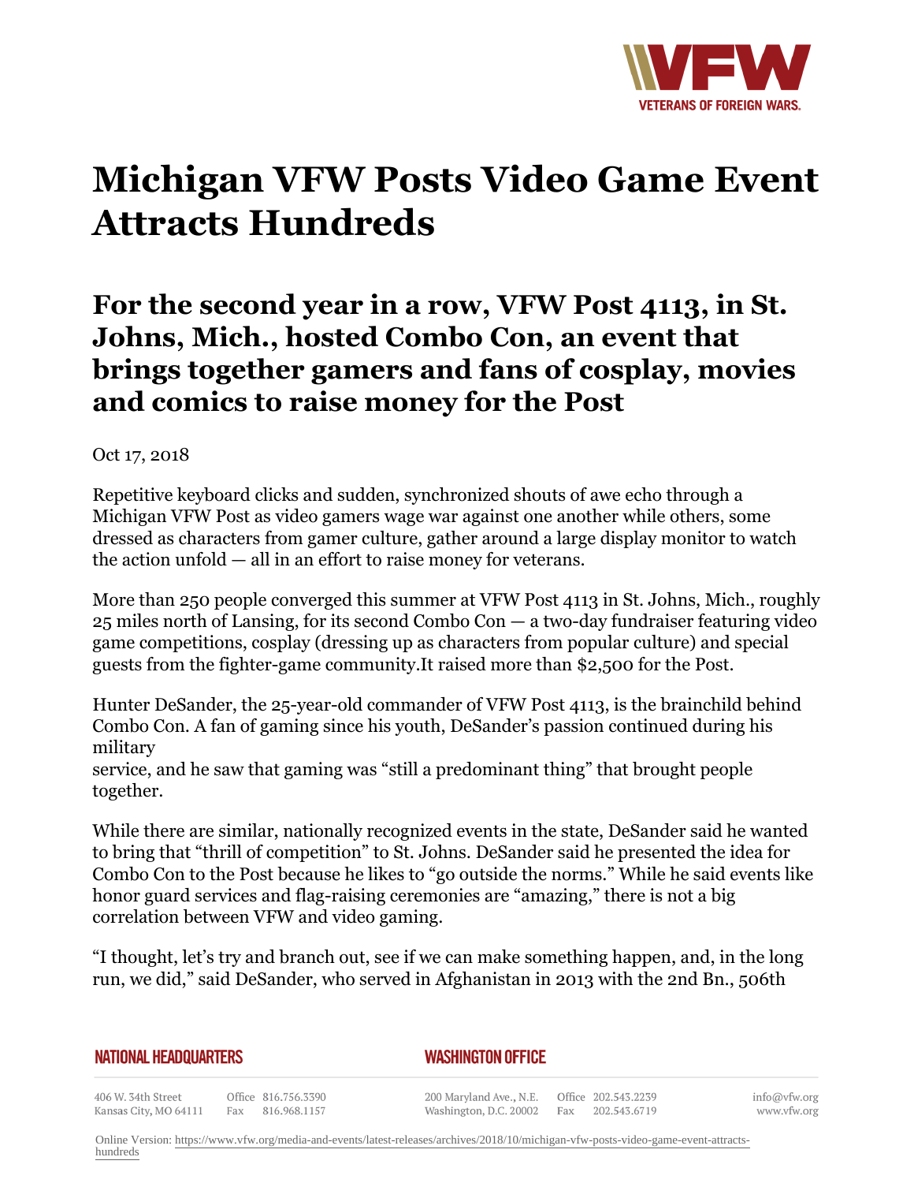# Michigan VFW Posts Video Game Event Attracts Hundreds

## For the second year in a row, VFW Post 4113, in St. Johns, Mich., hosted Combo Con, an event that brings together gamers and fans of cosplay, movies and comics to raise money for the Post

Oct 17, 2018

Repetitive keyboard clicks and sudden, synchronized shouts of awe echo through a Michigan VFW Post as video gamers wage war against one another while others, some dressed as characters from gamer culture, gather around a large display monitor to watch the action unfold — all in an effort to raise money for veterans.

More than 250 people converged this summer at VFW Post 4113 in St. Johns, Mich., roughly 25 miles north of Lansing, for its second Combo Con — a two-day fundraiser featuring video game competitions, cosplay (dressing up as characters from popular culture) and special guests from the fighter-game community.It raised more than $2,500 for the Post.

Hunter DeSander, the 25-year-old commander of VFW Post 4113, is the brainchild behind Combo Con. A fan of gaming since his youth, DeSander's passion continued during his military service, and he saw that gaming was "still a predominant thing" that brought people together.

While there are similar, nationally recognized events in the state, DeSander said he wanted to bring that "thrill of competition" to St. Johns. DeSander said he presented the idea for Combo Con to the Post because he likes to "go outside the norms." While he said events like honor guard services and flag-raising ceremonies are "amazing," there is not a big correlation between VFW and video gaming.

"I thought, let's try and branch out, see if we can make something happen, and, in the long run, we did," said DeSander, who served in Afghanistan in 2013 with the 2nd Bn., 506th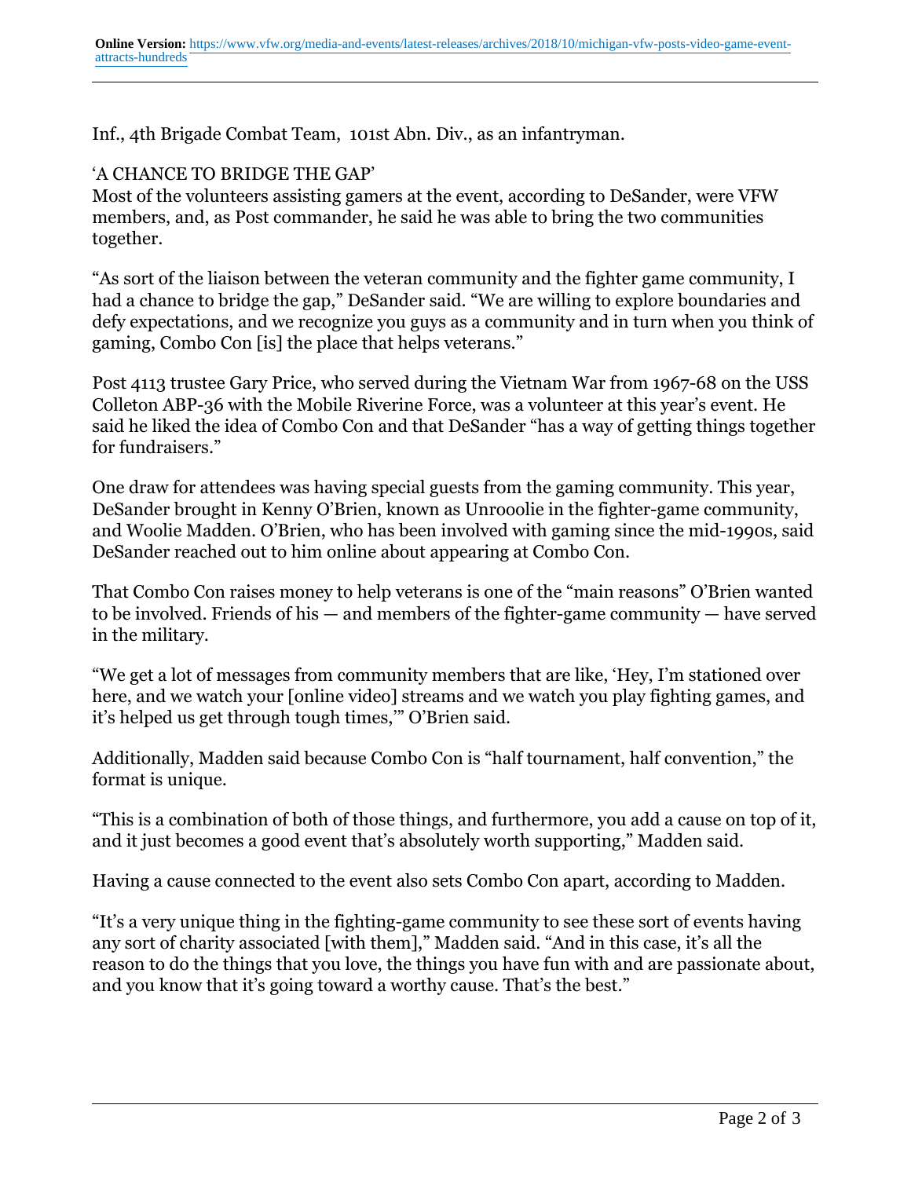Inf., 4th Brigade Combat Team, 101st Abn. Div., as an infantryman.

## 'A CHANCE TO BRIDGE THE GAP'

Most of the volunteers assisting gamers at the event, according to DeSander, were VFW members, and, as Post commander, he said he was able to bring the two communities together.

"As sort of the liaison between the veteran community and the fighter game community, I had a chance to bridge the gap," DeSander said. "We are willing to explore boundaries and defy expectations, and we recognize you guys as a community and in turn when you think of gaming, Combo Con [is] the place that helps veterans."

Post 4113 trustee Gary Price, who served during the Vietnam War from 1967-68 on the USS Colleton ABP-36 with the Mobile Riverine Force, was a volunteer at this year's event. He said he liked the idea of Combo Con and that DeSander "has a way of getting things together for fundraisers."

One draw for attendees was having special guests from the gaming community. This year, DeSander brought in Kenny O'Brien, known as Unrooolie in the fighter-game community, and Woolie Madden. O'Brien, who has been involved with gaming since the mid-1990s, said DeSander reached out to him online about appearing at Combo Con.

That Combo Con raises money to help veterans is one of the "main reasons" O'Brien wanted to be involved. Friends of his — and members of the fighter-game community — have served in the military.

"We get a lot of messages from community members that are like, 'Hey, I'm stationed over here, and we watch your [online video] streams and we watch you play fighting games, and it's helped us get through tough times,'" O'Brien said.

Additionally, Madden said because Combo Con is "half tournament, half convention," the format is unique.

"This is a combination of both of those things, and furthermore, you add a cause on top of it, and it just becomes a good event that's absolutely worth supporting," Madden said.

Having a cause connected to the event also sets Combo Con apart, according to Madden.

"It's a very unique thing in the fighting-game community to see these sort of events having any sort of charity associated [with them]," Madden said. "And in this case, it's all the reason to do the things that you love, the things you have fun with and are passionate about, and you know that it's going toward a worthy cause. That's the best."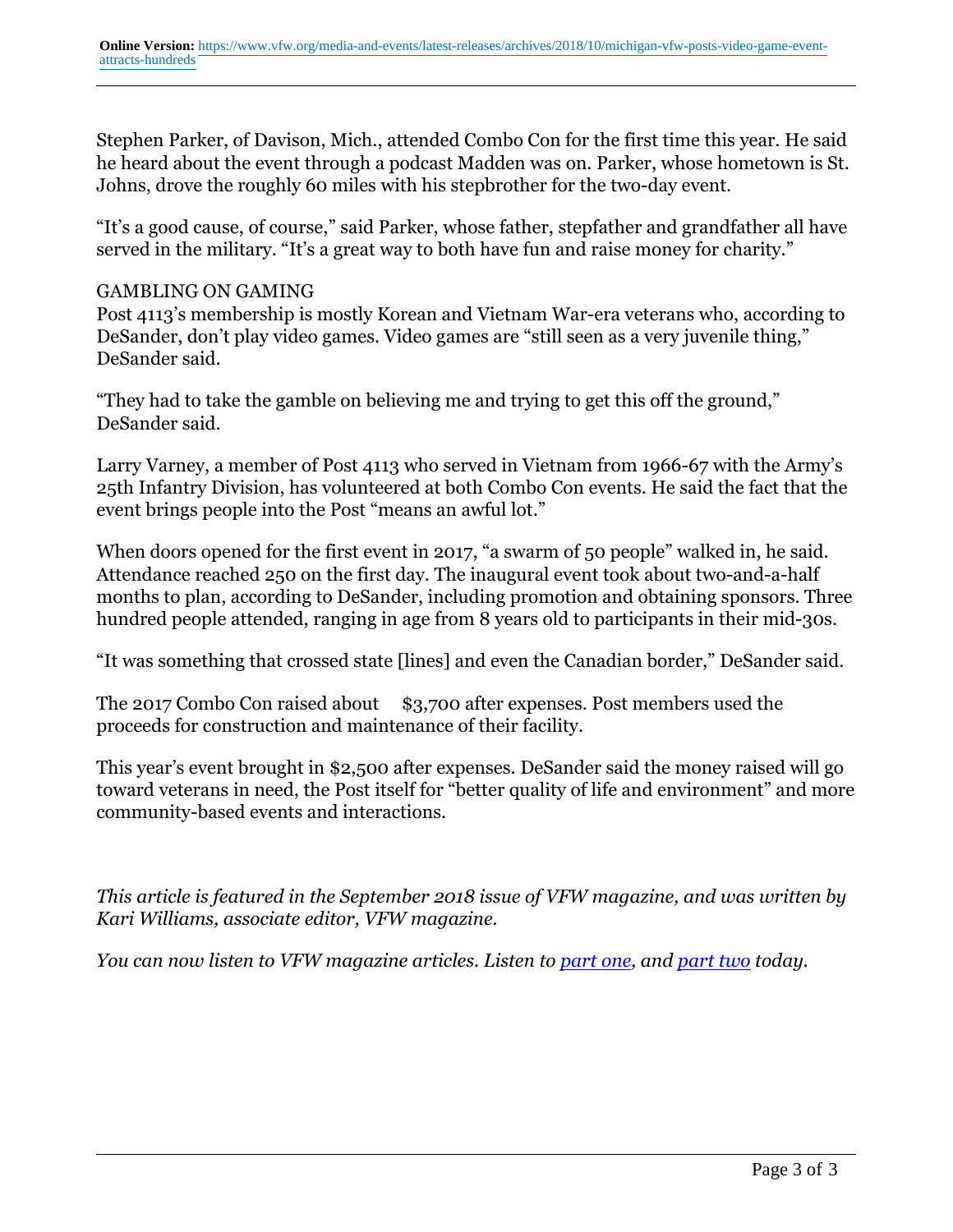Stephen Parker, of Davison, Mich., attended Combo Con for the first time this year. He said he heard about the event through a podcast Madden was on. Parker, whose hometown is St. Johns, drove the roughly 60 miles with his stepbrother for the two-day event.

"It's a good cause, of course," said Parker, whose father, stepfather and grandfather all have served in the military. "It's a great way to both have fun and raise money for charity."

GAMBLING ON GAMING

Post 4113's membership is mostly Korean and Vietnam War-era veterans who, according to DeSander, don't play video games. Video games are "still seen as a very juvenile thing," DeSander said.

"They had to take the gamble on believing me and trying to get this off the ground," DeSander said.

Larry Varney, a member of Post 4113 who served in Vietnam from 1966-67 with the Army's 25th Infantry Division, has volunteered at both Combo Con events. He said the fact that the event brings people into the Post "means an awful lot."

When doors opened for the first event in 2017, "a swarm of 50 people" walked in, he said. Attendance reached 250 on the first day. The inaugural event took about two-and-a-half months to plan, according to DeSander, including promotion and obtaining sponsors. Three hundred people attended, ranging in age from 8 years old to participants in their mid-30s.

"It was something that crossed state [lines] and even the Canadian border," DeSander said.

The 2017 Combo Con raised about $3,700 after expenses. Post members used the proceeds for construction and maintenance of their facility.

This year's event brought in $2,500 after expenses. DeSander said the money raised will go toward veterans in need, the Post itself for "better quality of life and environment" and more community-based events and interactions.

*This article is featured in the September 2018 issue of VFW magazine, and was written by Kari Williams, associate editor, VFW magazine.*

*You can now listen to VFW magazine articles. Listen to [part one](), and [part two]() today.*